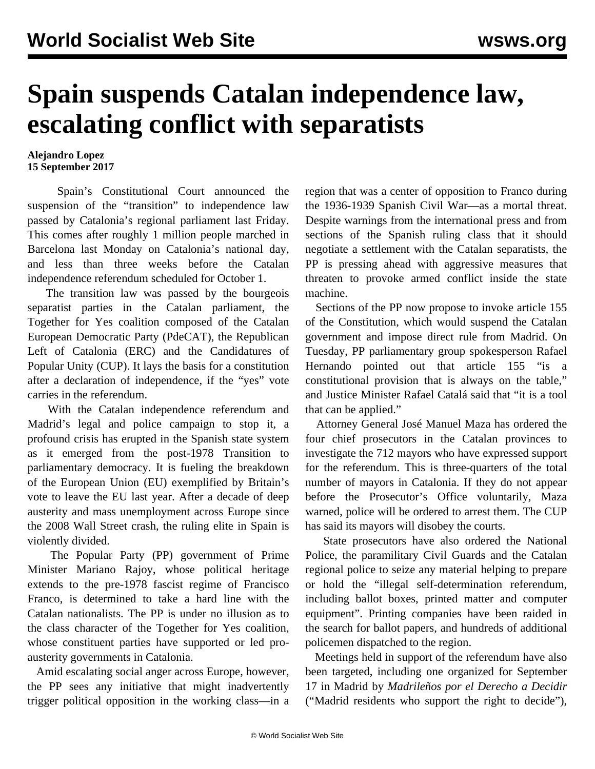# Spain suspends Catalan independence law, escalating conflict with separatists

**Alejandro Lopez**
**15 September 2017**

Spain's Constitutional Court announced the suspension of the "transition" to independence law passed by Catalonia's regional parliament last Friday. This comes after roughly 1 million people marched in Barcelona last Monday on Catalonia's national day, and less than three weeks before the Catalan independence referendum scheduled for October 1.

The transition law was passed by the bourgeois separatist parties in the Catalan parliament, the Together for Yes coalition composed of the Catalan European Democratic Party (PdeCAT), the Republican Left of Catalonia (ERC) and the Candidatures of Popular Unity (CUP). It lays the basis for a constitution after a declaration of independence, if the "yes" vote carries in the referendum.

With the Catalan independence referendum and Madrid's legal and police campaign to stop it, a profound crisis has erupted in the Spanish state system as it emerged from the post-1978 Transition to parliamentary democracy. It is fueling the breakdown of the European Union (EU) exemplified by Britain's vote to leave the EU last year. After a decade of deep austerity and mass unemployment across Europe since the 2008 Wall Street crash, the ruling elite in Spain is violently divided.

The Popular Party (PP) government of Prime Minister Mariano Rajoy, whose political heritage extends to the pre-1978 fascist regime of Francisco Franco, is determined to take a hard line with the Catalan nationalists. The PP is under no illusion as to the class character of the Together for Yes coalition, whose constituent parties have supported or led pro-austerity governments in Catalonia.

Amid escalating social anger across Europe, however, the PP sees any initiative that might inadvertently trigger political opposition in the working class—in a region that was a center of opposition to Franco during the 1936-1939 Spanish Civil War—as a mortal threat. Despite warnings from the international press and from sections of the Spanish ruling class that it should negotiate a settlement with the Catalan separatists, the PP is pressing ahead with aggressive measures that threaten to provoke armed conflict inside the state machine.

Sections of the PP now propose to invoke article 155 of the Constitution, which would suspend the Catalan government and impose direct rule from Madrid. On Tuesday, PP parliamentary group spokesperson Rafael Hernando pointed out that article 155 "is a constitutional provision that is always on the table," and Justice Minister Rafael Catalá said that "it is a tool that can be applied."

Attorney General José Manuel Maza has ordered the four chief prosecutors in the Catalan provinces to investigate the 712 mayors who have expressed support for the referendum. This is three-quarters of the total number of mayors in Catalonia. If they do not appear before the Prosecutor's Office voluntarily, Maza warned, police will be ordered to arrest them. The CUP has said its mayors will disobey the courts.

State prosecutors have also ordered the National Police, the paramilitary Civil Guards and the Catalan regional police to seize any material helping to prepare or hold the "illegal self-determination referendum, including ballot boxes, printed matter and computer equipment". Printing companies have been raided in the search for ballot papers, and hundreds of additional policemen dispatched to the region.

Meetings held in support of the referendum have also been targeted, including one organized for September 17 in Madrid by *Madrileños por el Derecho a Decidir* ("Madrid residents who support the right to decide"),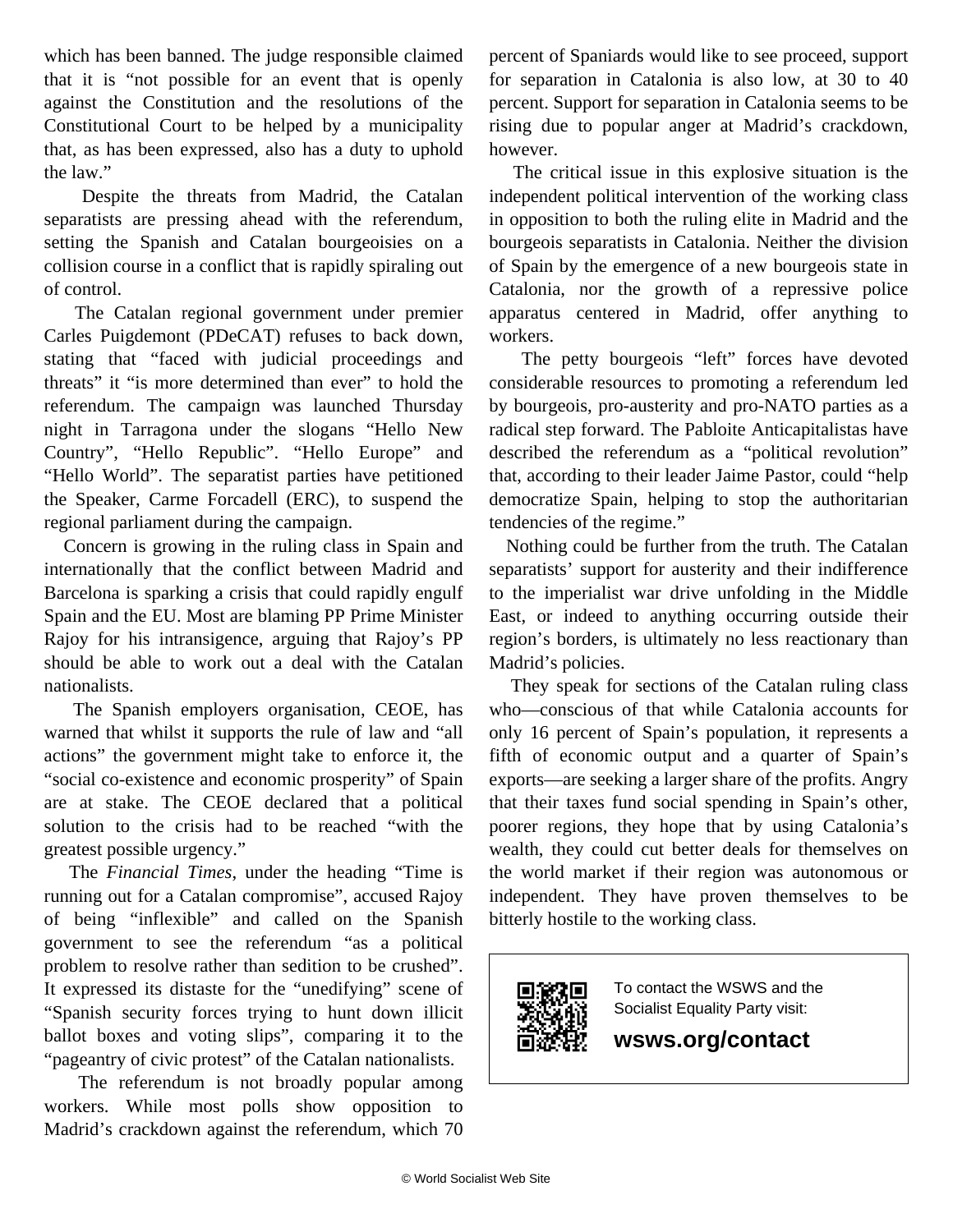which has been banned. The judge responsible claimed that it is "not possible for an event that is openly against the Constitution and the resolutions of the Constitutional Court to be helped by a municipality that, as has been expressed, also has a duty to uphold the law."

Despite the threats from Madrid, the Catalan separatists are pressing ahead with the referendum, setting the Spanish and Catalan bourgeoisies on a collision course in a conflict that is rapidly spiraling out of control.

The Catalan regional government under premier Carles Puigdemont (PDeCAT) refuses to back down, stating that "faced with judicial proceedings and threats" it "is more determined than ever" to hold the referendum. The campaign was launched Thursday night in Tarragona under the slogans "Hello New Country", "Hello Republic". "Hello Europe" and "Hello World". The separatist parties have petitioned the Speaker, Carme Forcadell (ERC), to suspend the regional parliament during the campaign.

Concern is growing in the ruling class in Spain and internationally that the conflict between Madrid and Barcelona is sparking a crisis that could rapidly engulf Spain and the EU. Most are blaming PP Prime Minister Rajoy for his intransigence, arguing that Rajoy's PP should be able to work out a deal with the Catalan nationalists.

The Spanish employers organisation, CEOE, has warned that whilst it supports the rule of law and "all actions" the government might take to enforce it, the "social co-existence and economic prosperity" of Spain are at stake. The CEOE declared that a political solution to the crisis had to be reached "with the greatest possible urgency."

The *Financial Times*, under the heading "Time is running out for a Catalan compromise", accused Rajoy of being "inflexible" and called on the Spanish government to see the referendum "as a political problem to resolve rather than sedition to be crushed". It expressed its distaste for the "unedifying" scene of "Spanish security forces trying to hunt down illicit ballot boxes and voting slips", comparing it to the "pageantry of civic protest" of the Catalan nationalists.

The referendum is not broadly popular among workers. While most polls show opposition to Madrid's crackdown against the referendum, which 70 percent of Spaniards would like to see proceed, support for separation in Catalonia is also low, at 30 to 40 percent. Support for separation in Catalonia seems to be rising due to popular anger at Madrid's crackdown, however.

The critical issue in this explosive situation is the independent political intervention of the working class in opposition to both the ruling elite in Madrid and the bourgeois separatists in Catalonia. Neither the division of Spain by the emergence of a new bourgeois state in Catalonia, nor the growth of a repressive police apparatus centered in Madrid, offer anything to workers.

The petty bourgeois "left" forces have devoted considerable resources to promoting a referendum led by bourgeois, pro-austerity and pro-NATO parties as a radical step forward. The Pabloite Anticapitalistas have described the referendum as a "political revolution" that, according to their leader Jaime Pastor, could "help democratize Spain, helping to stop the authoritarian tendencies of the regime."

Nothing could be further from the truth. The Catalan separatists' support for austerity and their indifference to the imperialist war drive unfolding in the Middle East, or indeed to anything occurring outside their region's borders, is ultimately no less reactionary than Madrid's policies.

They speak for sections of the Catalan ruling class who—conscious of that while Catalonia accounts for only 16 percent of Spain's population, it represents a fifth of economic output and a quarter of Spain's exports—are seeking a larger share of the profits. Angry that their taxes fund social spending in Spain's other, poorer regions, they hope that by using Catalonia's wealth, they could cut better deals for themselves on the world market if their region was autonomous or independent. They have proven themselves to be bitterly hostile to the working class.

To contact the WSWS and the Socialist Equality Party visit:

**wsws.org/contact**